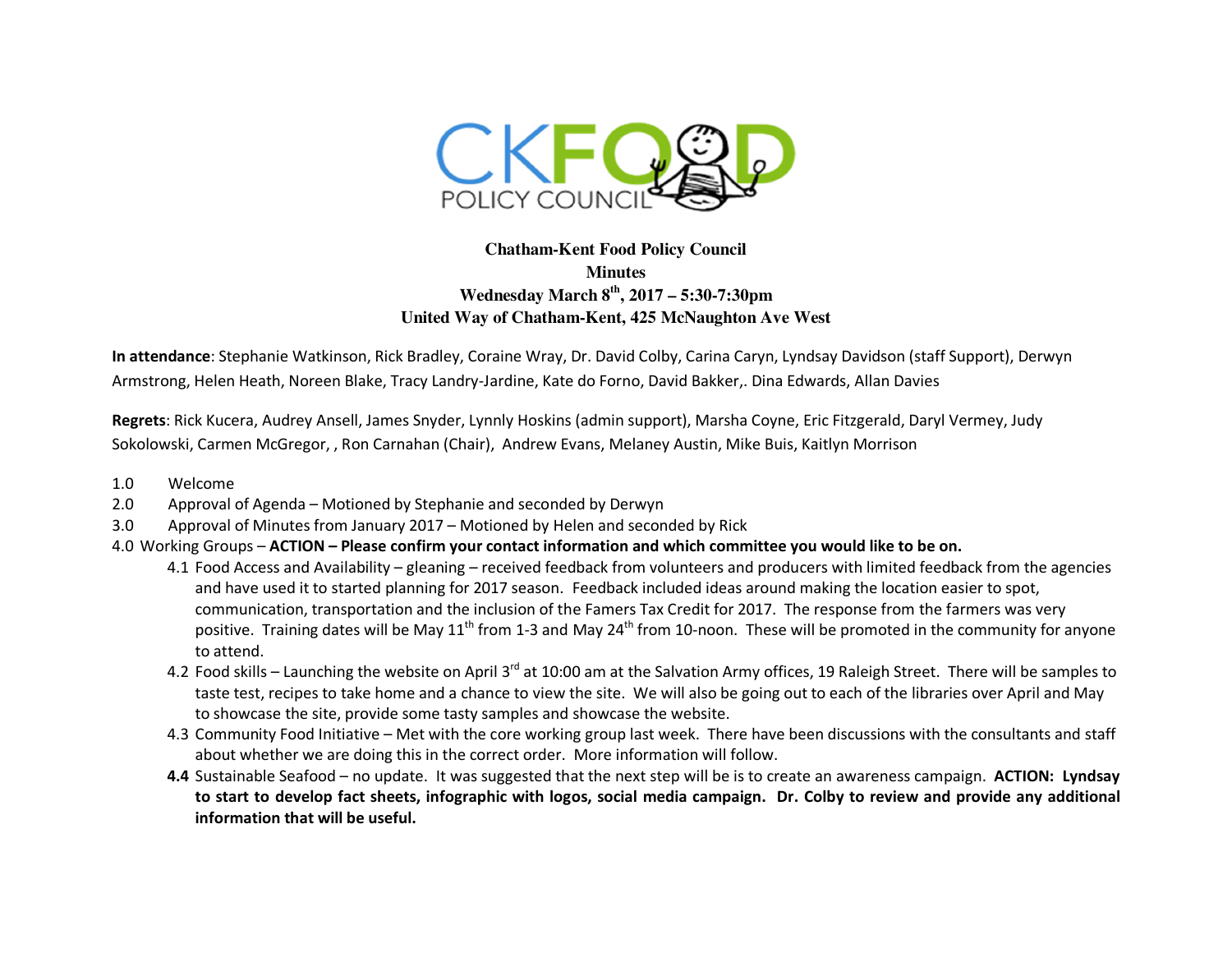# Chatham-Kent Food Policy Council

## Minutes

**Wednesday March 8th, 2017 – 5:30-7:30pm**

**United Way of Chatham-Kent, 425 McNaughton Ave West**

**In attendance**: Stephanie Watkinson, Rick Bradley, Coraine Wray, Dr. David Colby, Carina Caryn, Lyndsay Davidson (staff Support), Derwyn Armstrong, Helen Heath, Noreen Blake, Tracy Landry-Jardine, Kate do Forno, David Bakker,. Dina Edwards, Allan Davies

**Regrets**: Rick Kucera, Audrey Ansell, James Snyder, Lynnly Hoskins (admin support), Marsha Coyne, Eric Fitzgerald, Daryl Vermey, Judy Sokolowski, Carmen McGregor, , Ron Carnahan (Chair), Andrew Evans, Melaney Austin, Mike Buis, Kaitlyn Morrison

1.0 Welcome

2.0 Approval of Agenda – Motioned by Stephanie and seconded by Derwyn

3.0 Approval of Minutes from January 2017 – Motioned by Helen and seconded by Rick

4.0 Working Groups – **ACTION – Please confirm your contact information and which committee you would like to be on.**

- 4.1 Food Access and Availability – gleaning – received feedback from volunteers and producers with limited feedback from the agencies and have used it to started planning for 2017 season. Feedback included ideas around making the location easier to spot, communication, transportation and the inclusion of the Famers Tax Credit for 2017. The response from the farmers was very positive. Training dates will be May 11th from 1-3 and May 24th from 10-noon. These will be promoted in the community for anyone to attend.
- 4.2 Food skills – Launching the website on April 3rd at 10:00 am at the Salvation Army offices, 19 Raleigh Street. There will be samples to taste test, recipes to take home and a chance to view the site. We will also be going out to each of the libraries over April and May to showcase the site, provide some tasty samples and showcase the website.
- 4.3 Community Food Initiative – Met with the core working group last week. There have been discussions with the consultants and staff about whether we are doing this in the correct order. More information will follow.
- **4.4** Sustainable Seafood – no update. It was suggested that the next step will be is to create an awareness campaign. **ACTION: Lyndsay to start to develop fact sheets, infographic with logos, social media campaign. Dr. Colby to review and provide any additional information that will be useful.**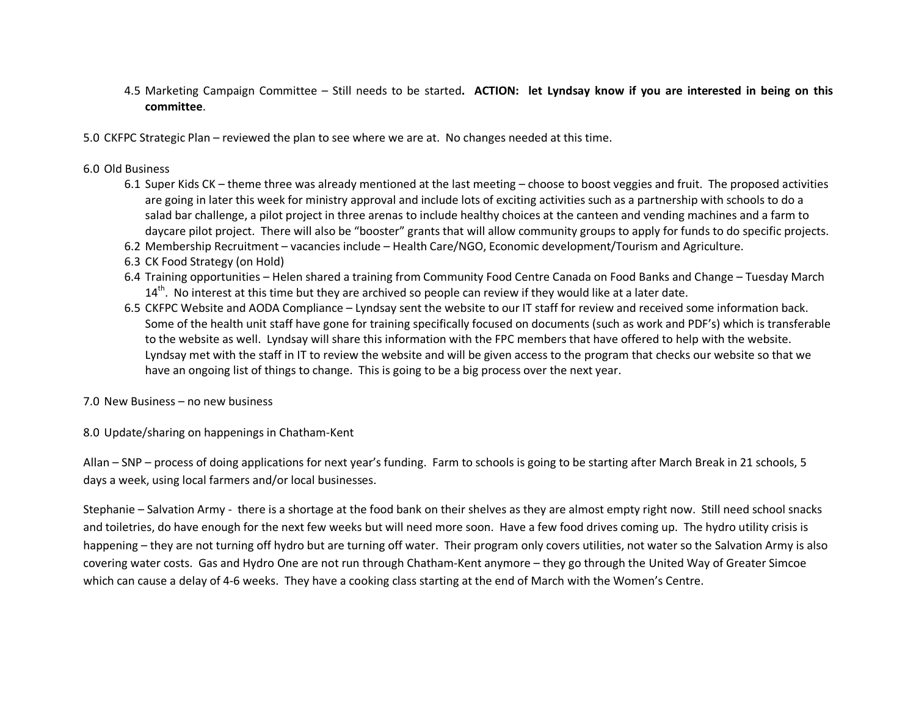4.5 Marketing Campaign Committee – Still needs to be started**. ACTION: let Lyndsay know if you are interested in being on this committee**.

5.0 CKFPC Strategic Plan – reviewed the plan to see where we are at. No changes needed at this time.

6.0 Old Business

6.1 Super Kids CK – theme three was already mentioned at the last meeting – choose to boost veggies and fruit. The proposed activities are going in later this week for ministry approval and include lots of exciting activities such as a partnership with schools to do a salad bar challenge, a pilot project in three arenas to include healthy choices at the canteen and vending machines and a farm to daycare pilot project. There will also be "booster" grants that will allow community groups to apply for funds to do specific projects.

6.2 Membership Recruitment – vacancies include – Health Care/NGO, Economic development/Tourism and Agriculture.

6.3 CK Food Strategy (on Hold)

6.4 Training opportunities – Helen shared a training from Community Food Centre Canada on Food Banks and Change – Tuesday March 14th. No interest at this time but they are archived so people can review if they would like at a later date.

6.5 CKFPC Website and AODA Compliance – Lyndsay sent the website to our IT staff for review and received some information back. Some of the health unit staff have gone for training specifically focused on documents (such as work and PDF's) which is transferable to the website as well. Lyndsay will share this information with the FPC members that have offered to help with the website. Lyndsay met with the staff in IT to review the website and will be given access to the program that checks our website so that we have an ongoing list of things to change. This is going to be a big process over the next year.

7.0 New Business – no new business

8.0 Update/sharing on happenings in Chatham-Kent

Allan – SNP – process of doing applications for next year's funding. Farm to schools is going to be starting after March Break in 21 schools, 5 days a week, using local farmers and/or local businesses.

Stephanie – Salvation Army - there is a shortage at the food bank on their shelves as they are almost empty right now. Still need school snacks and toiletries, do have enough for the next few weeks but will need more soon. Have a few food drives coming up. The hydro utility crisis is happening – they are not turning off hydro but are turning off water. Their program only covers utilities, not water so the Salvation Army is also covering water costs. Gas and Hydro One are not run through Chatham-Kent anymore – they go through the United Way of Greater Simcoe which can cause a delay of 4-6 weeks. They have a cooking class starting at the end of March with the Women's Centre.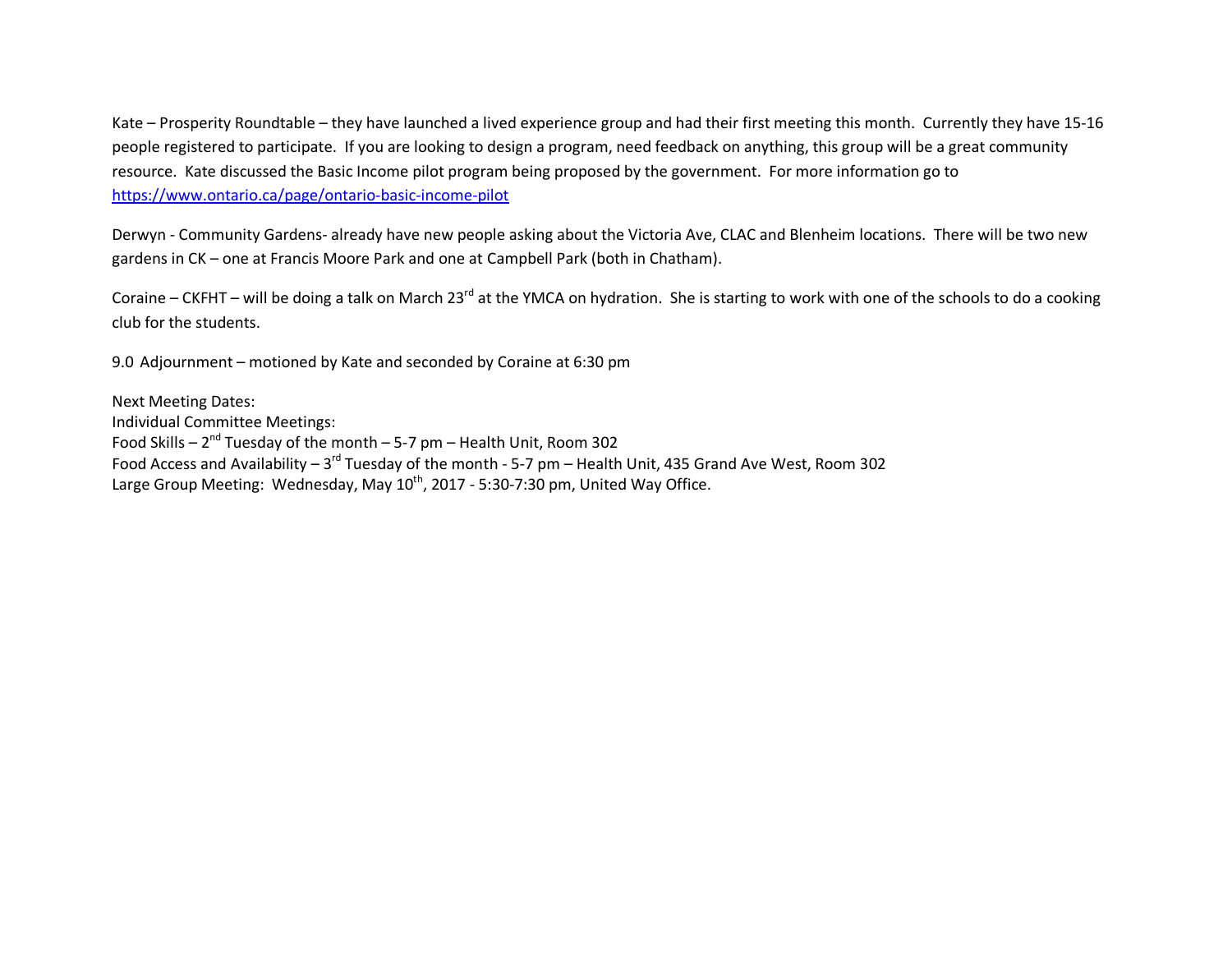Kate – Prosperity Roundtable – they have launched a lived experience group and had their first meeting this month. Currently they have 15-16 people registered to participate. If you are looking to design a program, need feedback on anything, this group will be a great community resource. Kate discussed the Basic Income pilot program being proposed by the government. For more information go to https://www.ontario.ca/page/ontario-basic-income-pilot

Derwyn - Community Gardens- already have new people asking about the Victoria Ave, CLAC and Blenheim locations. There will be two new gardens in CK – one at Francis Moore Park and one at Campbell Park (both in Chatham).

Coraine – CKFHT – will be doing a talk on March 23rd at the YMCA on hydration. She is starting to work with one of the schools to do a cooking club for the students.

9.0 Adjournment – motioned by Kate and seconded by Coraine at 6:30 pm

Next Meeting Dates:
Individual Committee Meetings:
Food Skills – 2nd Tuesday of the month – 5-7 pm – Health Unit, Room 302
Food Access and Availability – 3rd Tuesday of the month - 5-7 pm – Health Unit, 435 Grand Ave West, Room 302
Large Group Meeting: Wednesday, May 10th, 2017 - 5:30-7:30 pm, United Way Office.